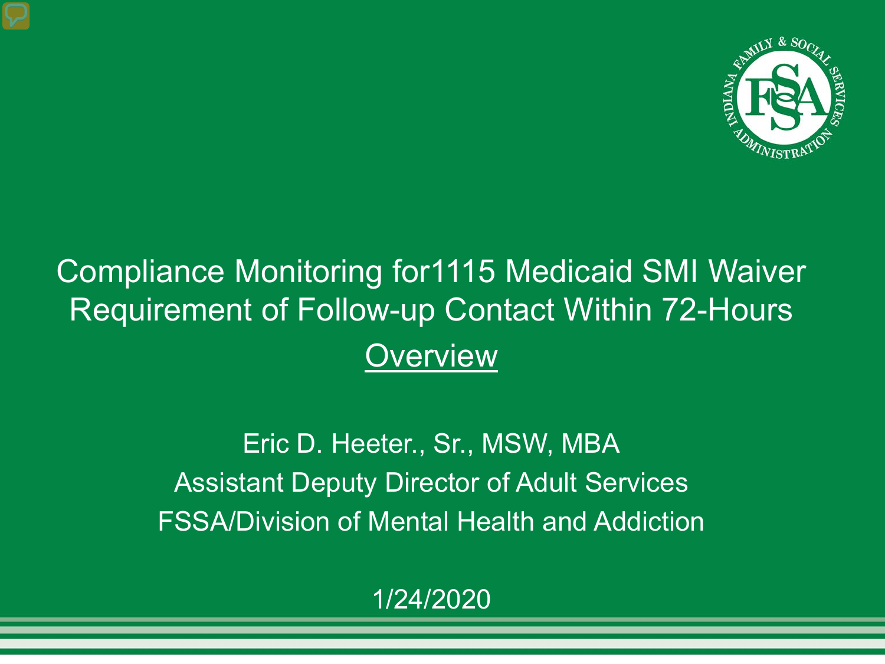# Compliance Monitoring for1115 Medicaid SMI Waiver Requirement of Follow-up Contact Within 72-Hours

## Overview

Eric D. Heeter., Sr., MSW, MBA
Assistant Deputy Director of Adult Services
FSSA/Division of Mental Health and Addiction

1/24/2020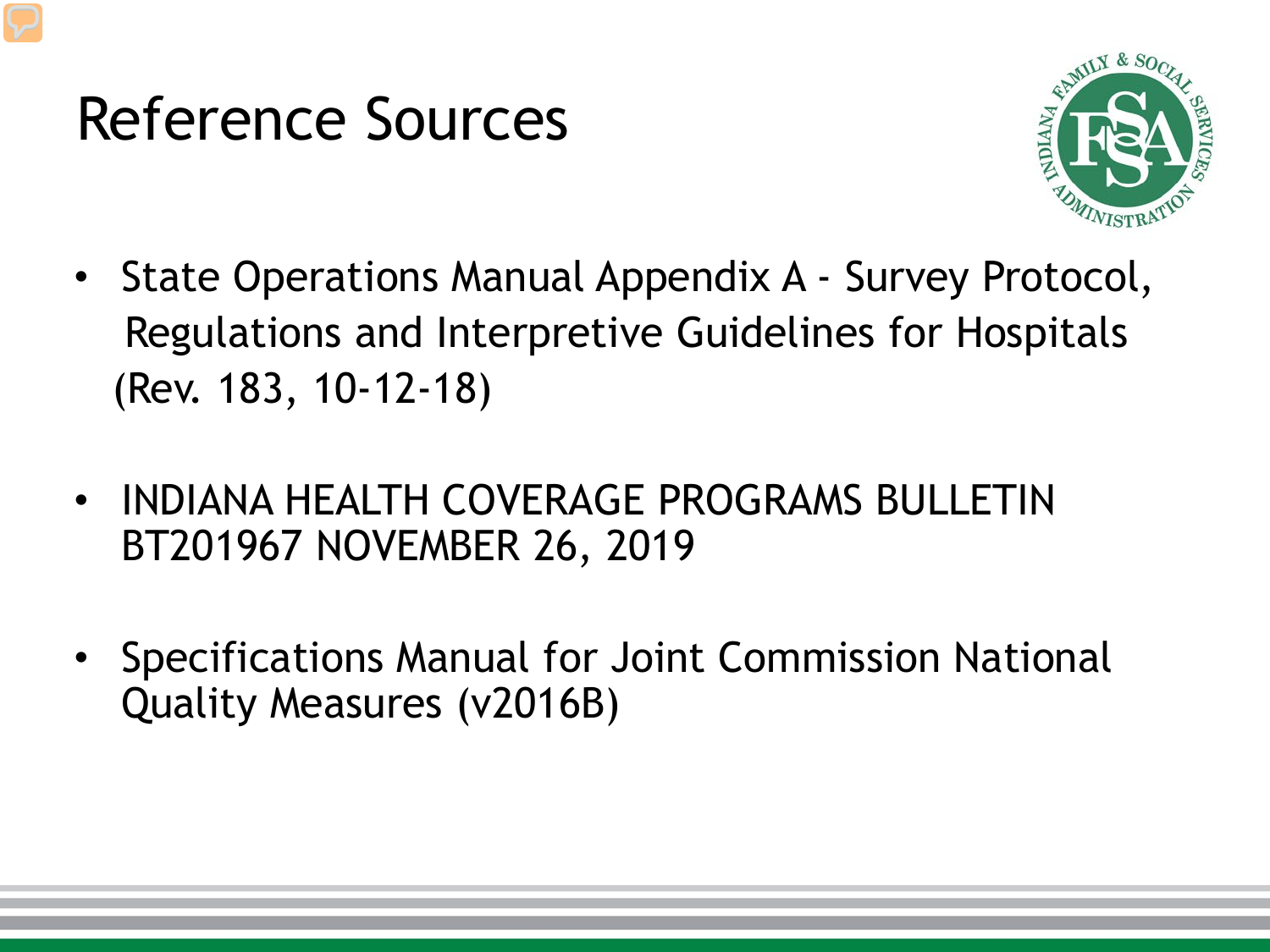# Reference Sources

- State Operations Manual Appendix A - Survey Protocol, Regulations and Interpretive Guidelines for Hospitals (Rev. 183, 10-12-18)
- INDIANA HEALTH COVERAGE PROGRAMS BULLETIN BT201967 NOVEMBER 26, 2019
- Specifications Manual for Joint Commission National Quality Measures (v2016B)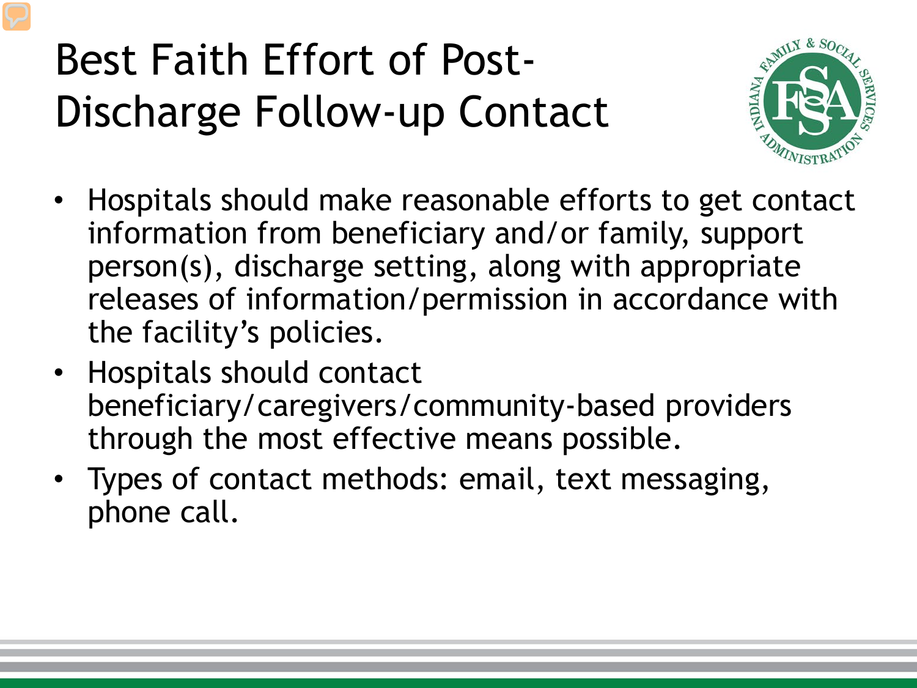# Best Faith Effort of Post-Discharge Follow-up Contact

- Hospitals should make reasonable efforts to get contact information from beneficiary and/or family, support person(s), discharge setting, along with appropriate releases of information/permission in accordance with the facility's policies.
- Hospitals should contact beneficiary/caregivers/community-based providers through the most effective means possible.
- Types of contact methods: email, text messaging, phone call.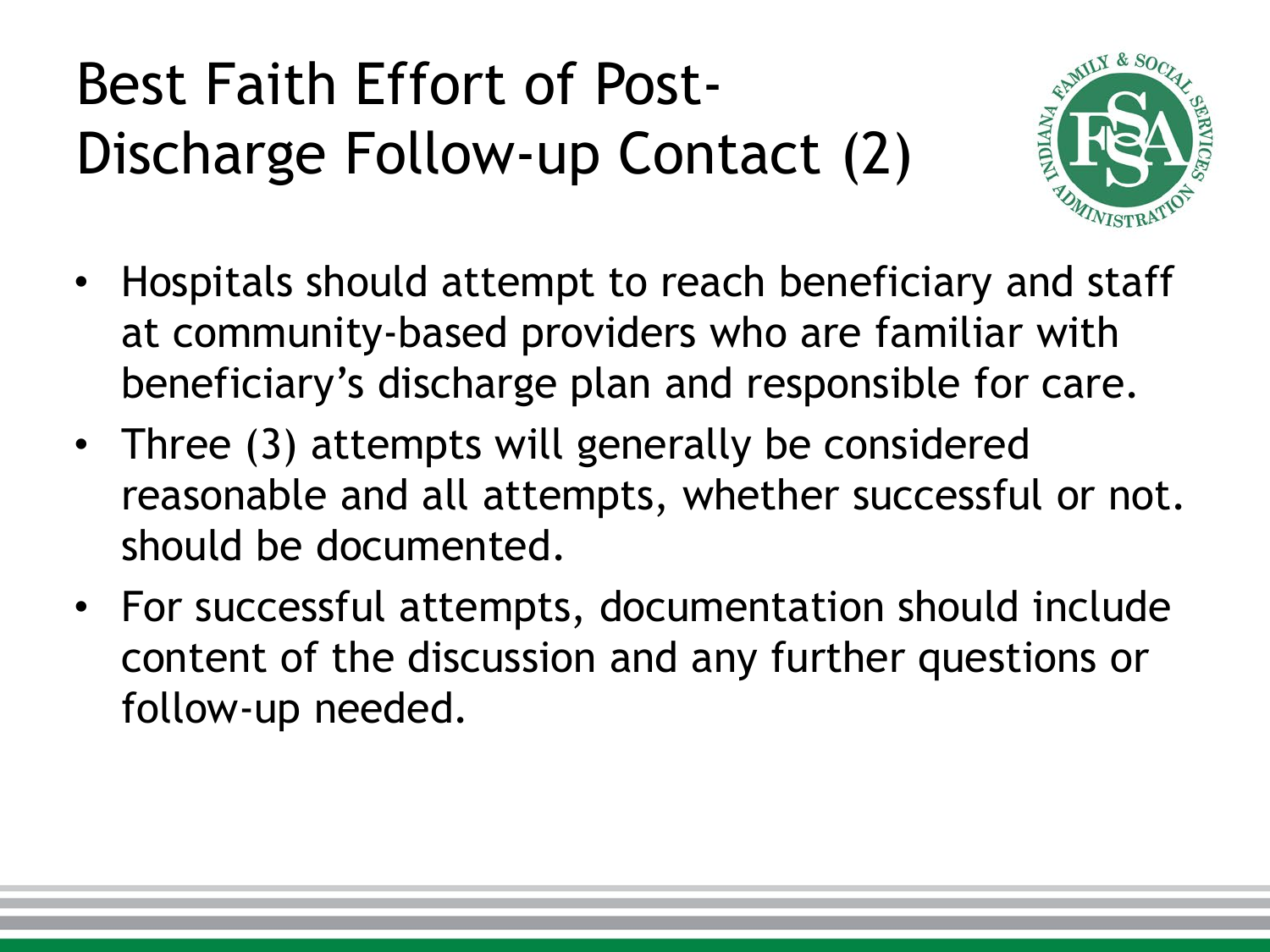# Best Faith Effort of Post-Discharge Follow-up Contact (2)

- Hospitals should attempt to reach beneficiary and staff at community-based providers who are familiar with beneficiary's discharge plan and responsible for care.
- Three (3) attempts will generally be considered reasonable and all attempts, whether successful or not. should be documented.
- For successful attempts, documentation should include content of the discussion and any further questions or follow-up needed.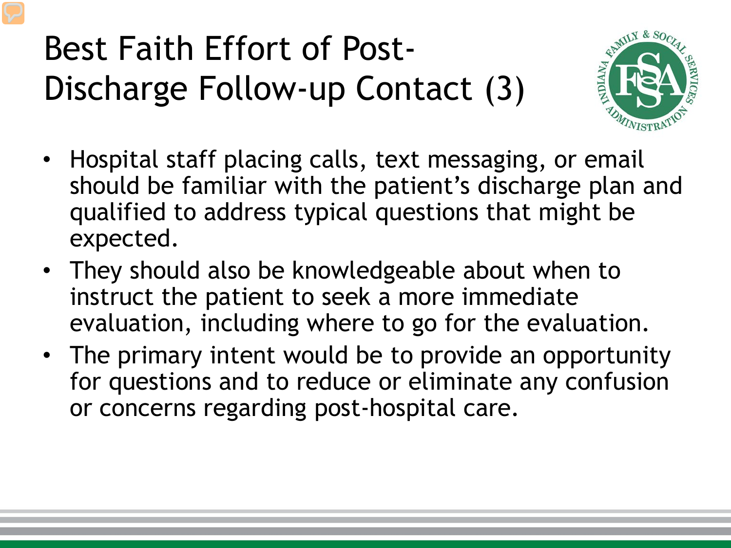# Best Faith Effort of Post-Discharge Follow-up Contact (3)

- Hospital staff placing calls, text messaging, or email should be familiar with the patient's discharge plan and qualified to address typical questions that might be expected.
- They should also be knowledgeable about when to instruct the patient to seek a more immediate evaluation, including where to go for the evaluation.
- The primary intent would be to provide an opportunity for questions and to reduce or eliminate any confusion or concerns regarding post-hospital care.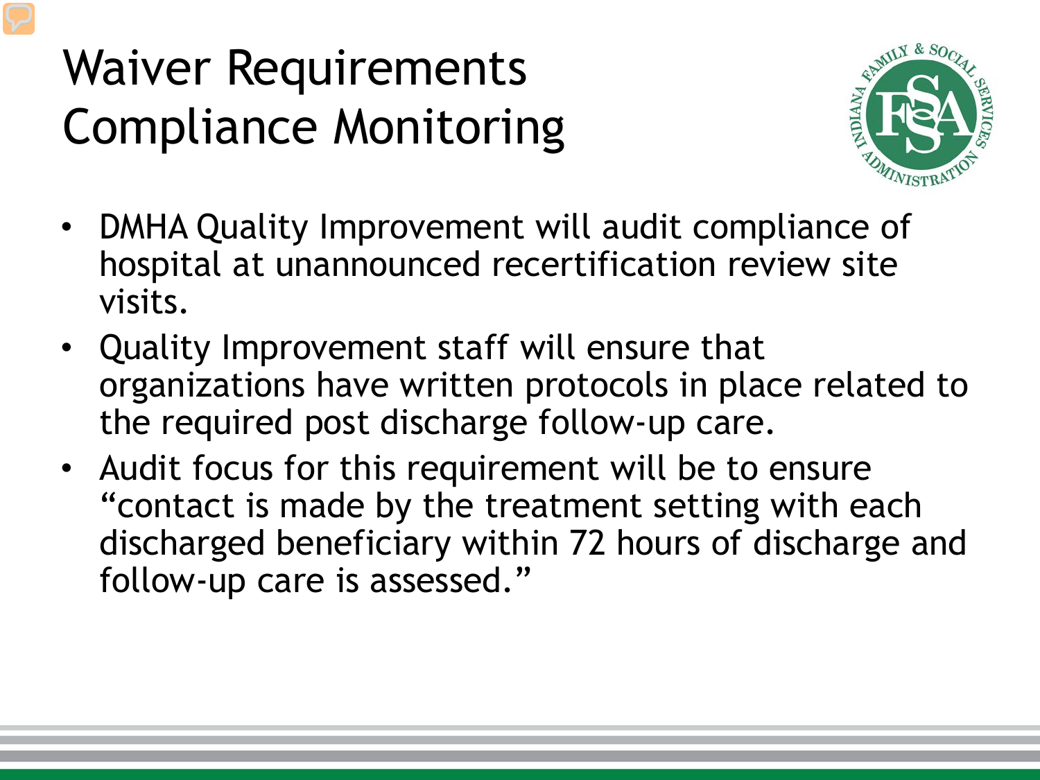# Waiver Requirements Compliance Monitoring

- DMHA Quality Improvement will audit compliance of hospital at unannounced recertification review site visits.
- Quality Improvement staff will ensure that organizations have written protocols in place related to the required post discharge follow-up care.
- Audit focus for this requirement will be to ensure "contact is made by the treatment setting with each discharged beneficiary within 72 hours of discharge and follow-up care is assessed."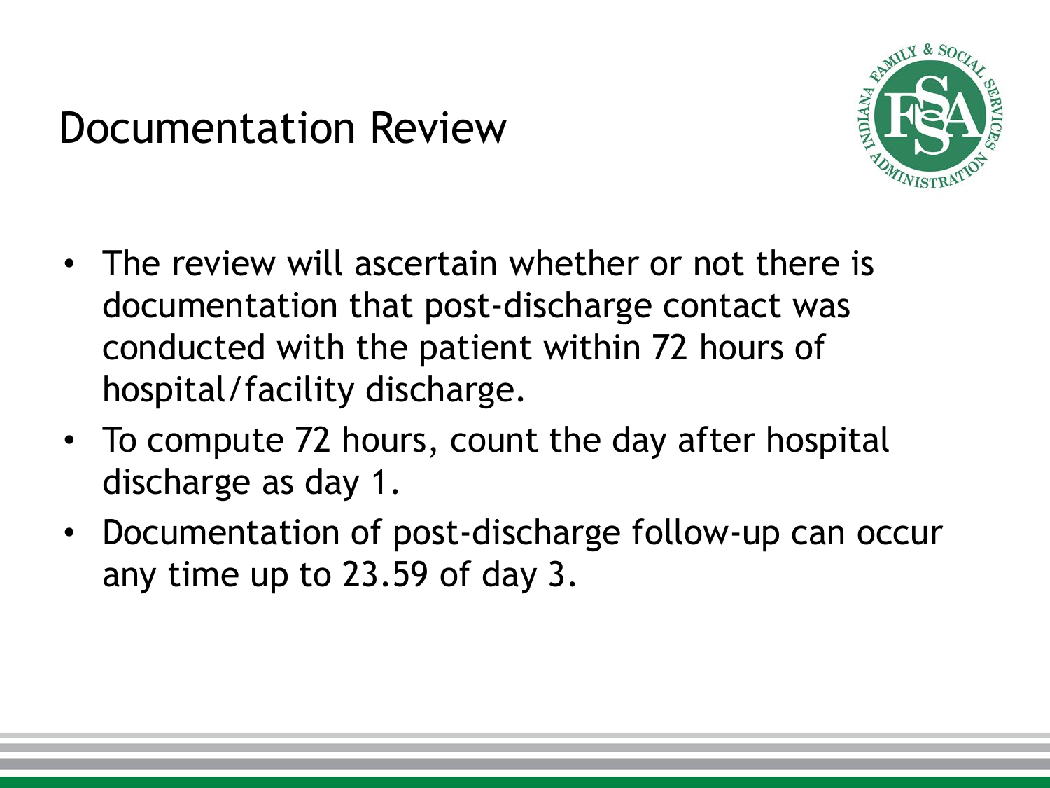# Documentation Review

- The review will ascertain whether or not there is documentation that post-discharge contact was conducted with the patient within 72 hours of hospital/facility discharge.
- To compute 72 hours, count the day after hospital discharge as day 1.
- Documentation of post-discharge follow-up can occur any time up to 23.59 of day 3.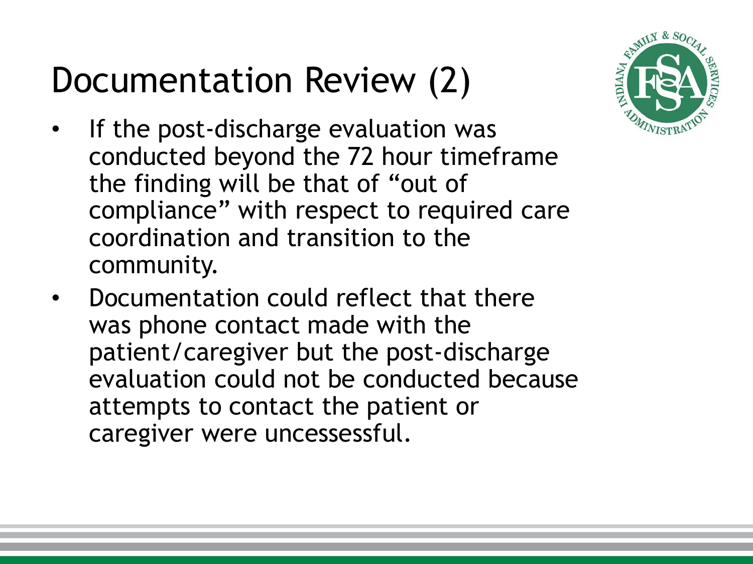# Documentation Review (2)

- If the post-discharge evaluation was conducted beyond the 72 hour timeframe the finding will be that of "out of compliance" with respect to required care coordination and transition to the community.
- Documentation could reflect that there was phone contact made with the patient/caregiver but the post-discharge evaluation could not be conducted because attempts to contact the patient or caregiver were uncessessful.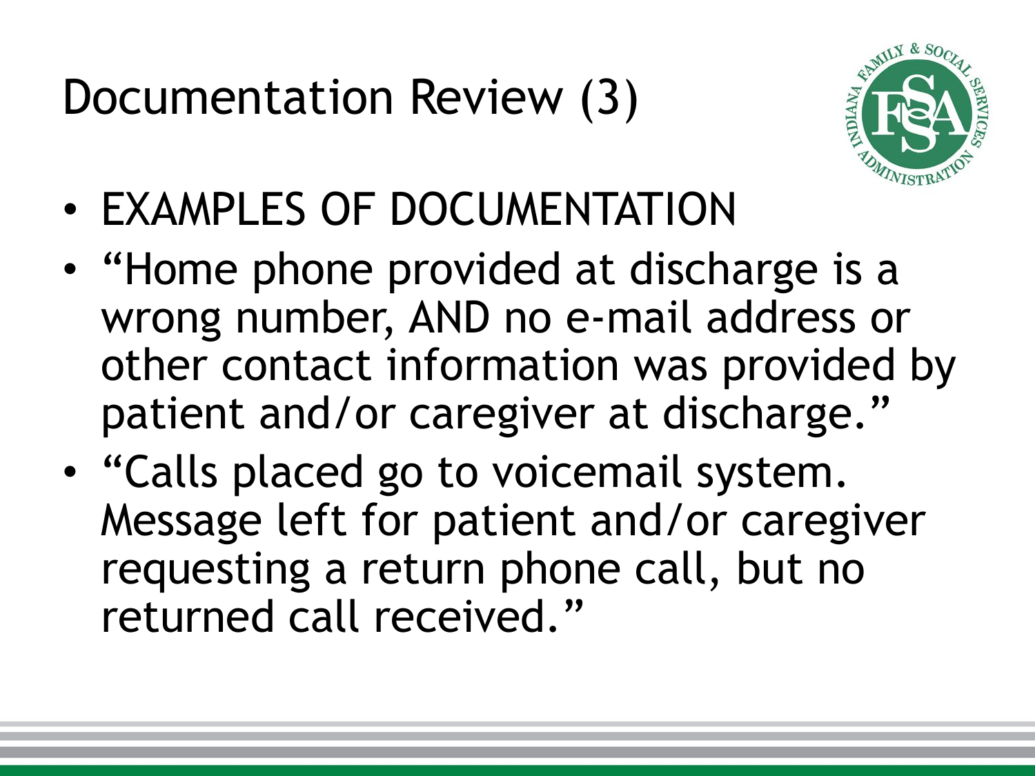# Documentation Review (3)

- EXAMPLES OF DOCUMENTATION
- "Home phone provided at discharge is a wrong number, AND no e-mail address or other contact information was provided by patient and/or caregiver at discharge."
- "Calls placed go to voicemail system. Message left for patient and/or caregiver requesting a return phone call, but no returned call received."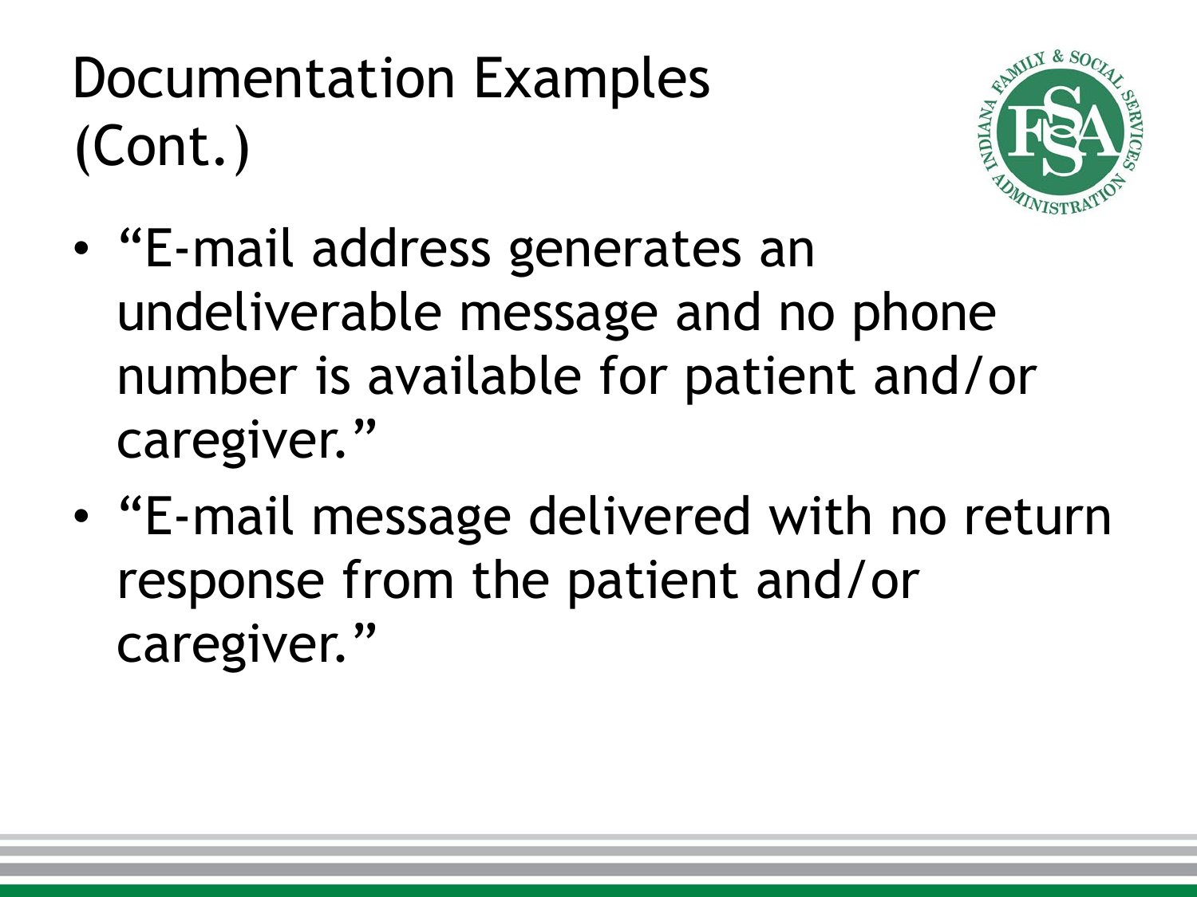# Documentation Examples (Cont.)

- "E-mail address generates an undeliverable message and no phone number is available for patient and/or caregiver."
- "E-mail message delivered with no return response from the patient and/or caregiver."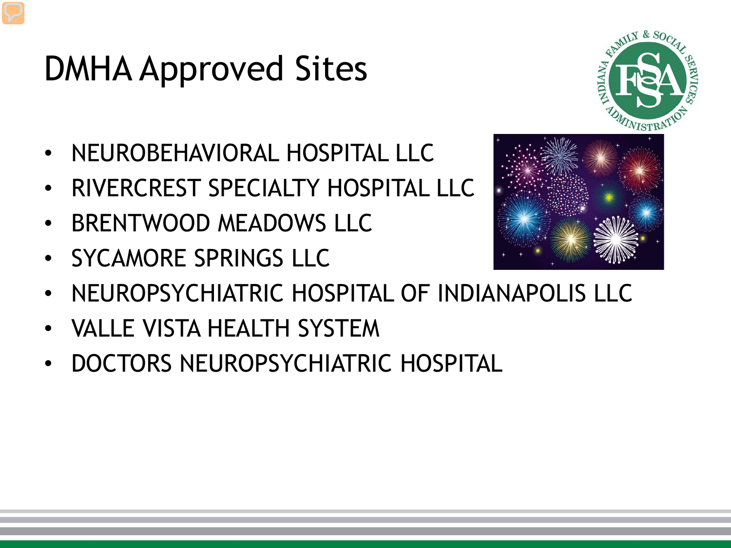# DMHA Approved Sites

- NEUROBEHAVIORAL HOSPITAL LLC
- RIVERCREST SPECIALTY HOSPITAL LLC
- BRENTWOOD MEADOWS LLC
- SYCAMORE SPRINGS LLC
- NEUROPSYCHIATRIC HOSPITAL OF INDIANAPOLIS LLC
- VALLE VISTA HEALTH SYSTEM
- DOCTORS NEUROPSYCHIATRIC HOSPITAL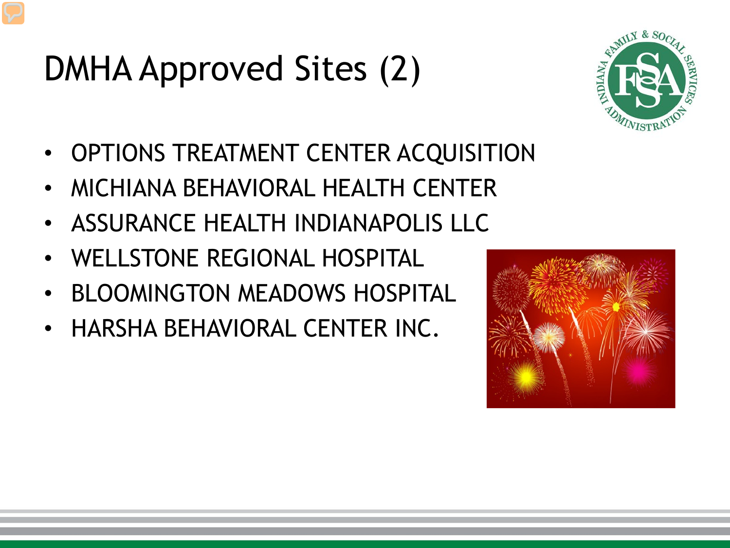# DMHA Approved Sites (2)

- OPTIONS TREATMENT CENTER ACQUISITION
- MICHIANA BEHAVIORAL HEALTH CENTER
- ASSURANCE HEALTH INDIANAPOLIS LLC
- WELLSTONE REGIONAL HOSPITAL
- BLOOMINGTON MEADOWS HOSPITAL
- HARSHA BEHAVIORAL CENTER INC.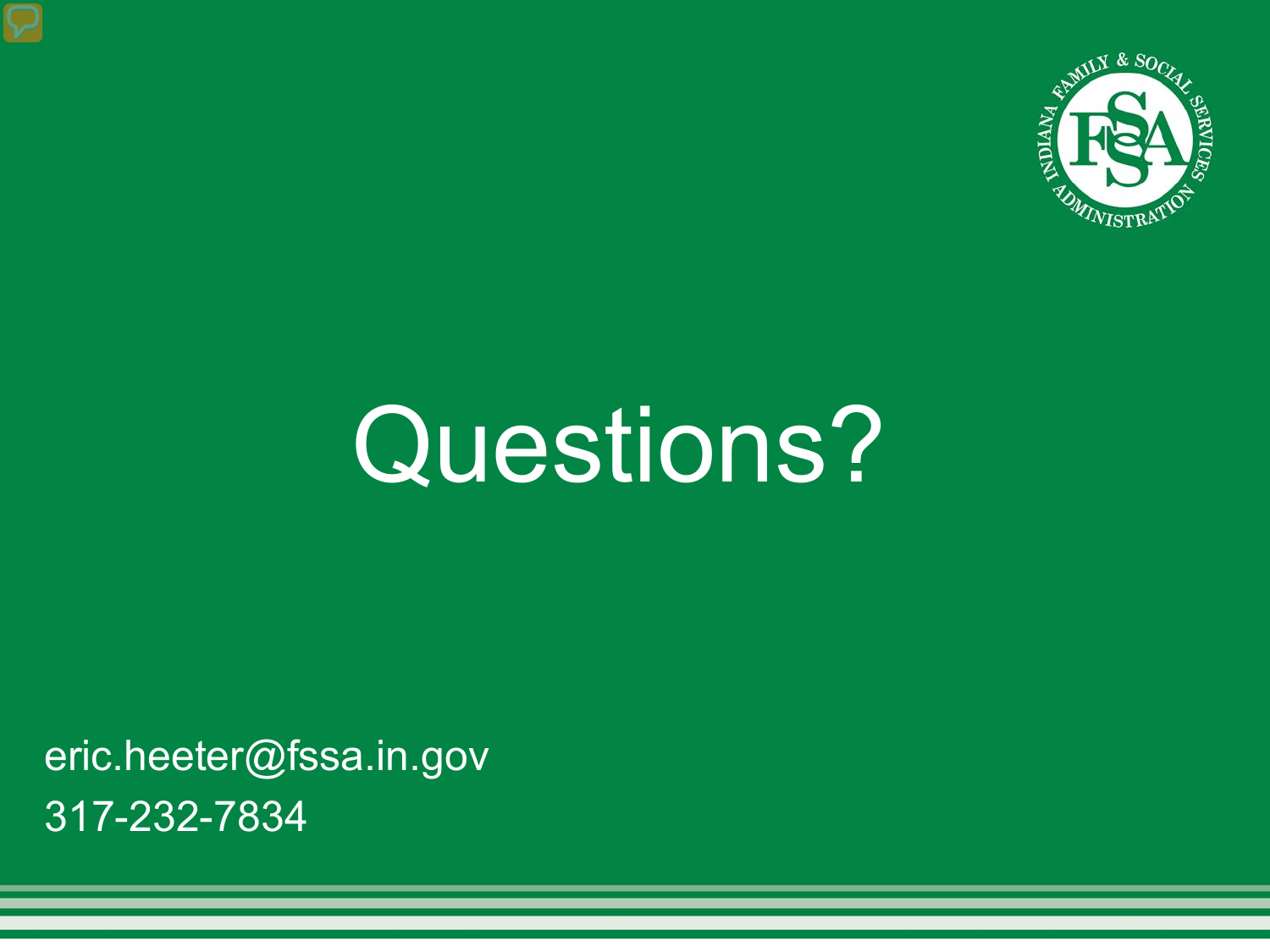# Questions?

eric.heeter@fssa.in.gov

317-232-7834